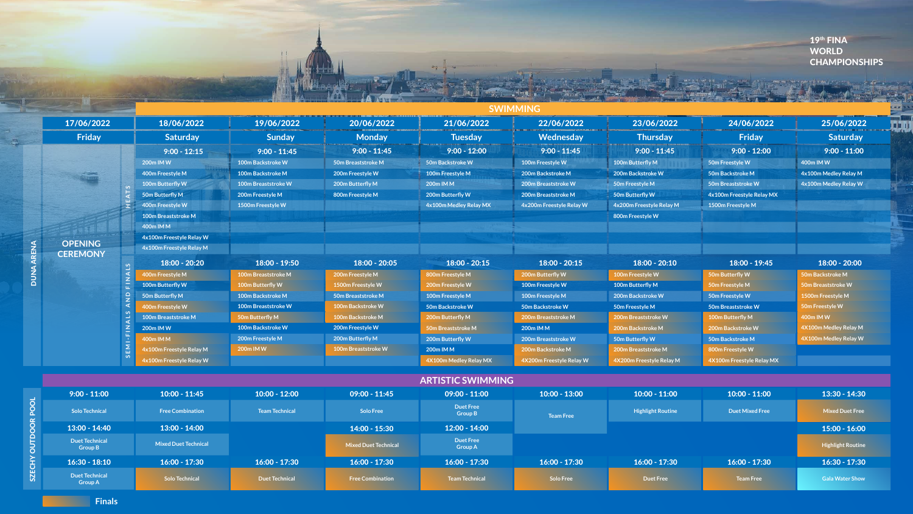# 19th FINA WORLD CHAMPIONSHIPS

## SWIMMING

**DUNA ARENA**

| | 17/06/2022 Friday | 18/06/2022 Saturday | 19/06/2022 Sunday | 20/06/2022 Monday | 21/06/2022 Tuesday | 22/06/2022 Wednesday | 23/06/2022 Thursday | 24/06/2022 Friday | 25/06/2022 Saturday |
|---|---|---|---|---|---|---|---|---|---|
| **HEATS** | OPENING CEREMONY | **9:00 - 12:15** | **9:00 - 11:45** | **9:00 - 11:45** | **9:00 - 12:00** | **9:00 - 11:45** | **9:00 - 11:45** | **9:00 - 12:00** | **9:00 - 11:00** |
| | | 200m IM W | 100m Backstroke W | 50m Breaststroke M | 50m Backstroke W | 100m Freestyle W | 100m Butterfly M | 50m Freestyle W | 400m IM W |
| | | 400m Freestyle M | 100m Backstroke M | 200m Freestyle W | 100m Freestyle M | 200m Backstroke M | 200m Backstroke W | 50m Backstroke M | 4x100m Medley Relay M |
| | | 100m Butterfly W | 100m Breaststroke W | 200m Butterfly M | 200m IM M | 200m Breaststroke W | 50m Freestyle M | 50m Breaststroke W | 4x100m Medley Relay W |
| | | 50m Butterfly M | 200m Freestyle M | 800m Freestyle M | 200m Butterfly W | 200m Breaststroke M | 50m Butterfly W | 4x100m Freestyle Relay MX | |
| | | 400m Freestyle W | 1500m Freestyle W | | 4x100m Medley Relay MX | 4x200m Freestyle Relay W | 4x200m Freestyle Relay M | 1500m Freestyle M | |
| | | 100m Breaststroke M | | | | | 800m Freestyle W | | |
| | | 400m IM M | | | | | | | |
| | | 4x100m Freestyle Relay W | | | | | | | |
| | | 4x100m Freestyle Relay M | | | | | | | |
| **SEMI-FINALS AND FINALS** | | **18:00 - 20:20** | **18:00 - 19:50** | **18:00 - 20:05** | **18:00 - 20:15** | **18:00 - 20:15** | **18:00 - 20:10** | **18:00 - 19:45** | **18:00 - 20:00** |
| | | 400m Freestyle M | 100m Breaststroke M | 200m Freestyle M | 800m Freestyle W | 200m Butterfly W | 100m Freestyle W | 50m Butterfly W | 50m Backstroke M |
| | | 100m Butterfly W | 100m Butterfly W | 1500m Freestyle W | 200m Freestyle W | 100m Freestyle W | 100m Butterfly M | 50m Freestyle M | 50m Breaststroke W |
| | | 50m Butterfly M | 100m Backstroke M | 50m Breaststroke M | 100m Freestyle M | 100m Freestyle M | 200m Backstroke W | 50m Freestyle W | 1500m Freestyle M |
| | | 400m Freestyle W | 100m Breaststroke W | 100m Backstroke W | 50m Backstroke W | 50m Backstroke W | 50m Freestyle M | 50m Breaststroke W | 50m Freestyle W |
| | | 100m Breaststroke M | 50m Butterfly M | 100m Backstroke M | 200m Butterfly M | 200m Breaststroke M | 200m Breaststroke W | 100m Butterfly M | 400m IM W |
| | | 200m IM W | 100m Backstroke W | 200m Freestyle W | 50m Breaststroke M | 200m IM M | 200m Backstroke M | 200m Backstroke W | 4X100m Medley Relay M |
| | | 400m IM M | 200m Freestyle M | 200m Butterfly M | 200m Butterfly W | 200m Breaststroke W | 50m Butterfly W | 50m Backstroke M | 4X100m Medley Relay W |
| | | 4x100m Freestyle Relay M | 200m IM W | 100m Breaststroke W | 200m IM M | 200m Backstroke M | 200m Breaststroke M | 800m Freestyle W | |
| | | 4x100m Freestyle Relay W | | | 4X100m Medley Relay MX | 4X200m Freestyle Relay W | 4X200m Freestyle Relay M | 4X100m Freestyle Relay MX | |

## ARTISTIC SWIMMING

**SZECHY OUTDOOR POOL**

| 17/06/2022 Friday | 18/06/2022 Saturday | 19/06/2022 Sunday | 20/06/2022 Monday | 21/06/2022 Tuesday | 22/06/2022 Wednesday | 23/06/2022 Thursday | 24/06/2022 Friday | 25/06/2022 Saturday |
|---|---|---|---|---|---|---|---|---|
| **9:00 - 11:00** | **10:00 - 11:45** | **10:00 - 12:00** | **09:00 - 11:45** | **09:00 - 11:00** | **10:00 - 13:00** | **10:00 - 11:00** | **10:00 - 11:00** | **13:30 - 14:30** |
| Solo Technical | Free Combination | Team Technical | Solo Free | Duet Free Group B | Team Free | Highlight Routine | Duet Mixed Free | Mixed Duet Free |
| **13:00 - 14:40** | **13:00 - 14:00** | | **14:00 - 15:30** | **12:00 - 14:00** | | | | **15:00 - 16:00** |
| Duet Technical Group B | Mixed Duet Technical | | Mixed Duet Technical | Duet Free Group A | | | | Highlight Routine |
| **16:30 - 18:10** | **16:00 - 17:30** | **16:00 - 17:30** | **16:00 - 17:30** | **16:00 - 17:30** | **16:00 - 17:30** | **16:00 - 17:30** | **16:00 - 17:30** | **16:30 - 17:30** |
| Duet Technical Group A | Solo Technical | Duet Technical | Free Combination | Team Technical | Solo Free | Duet Free | Team Free | Gala Water Show |

Finals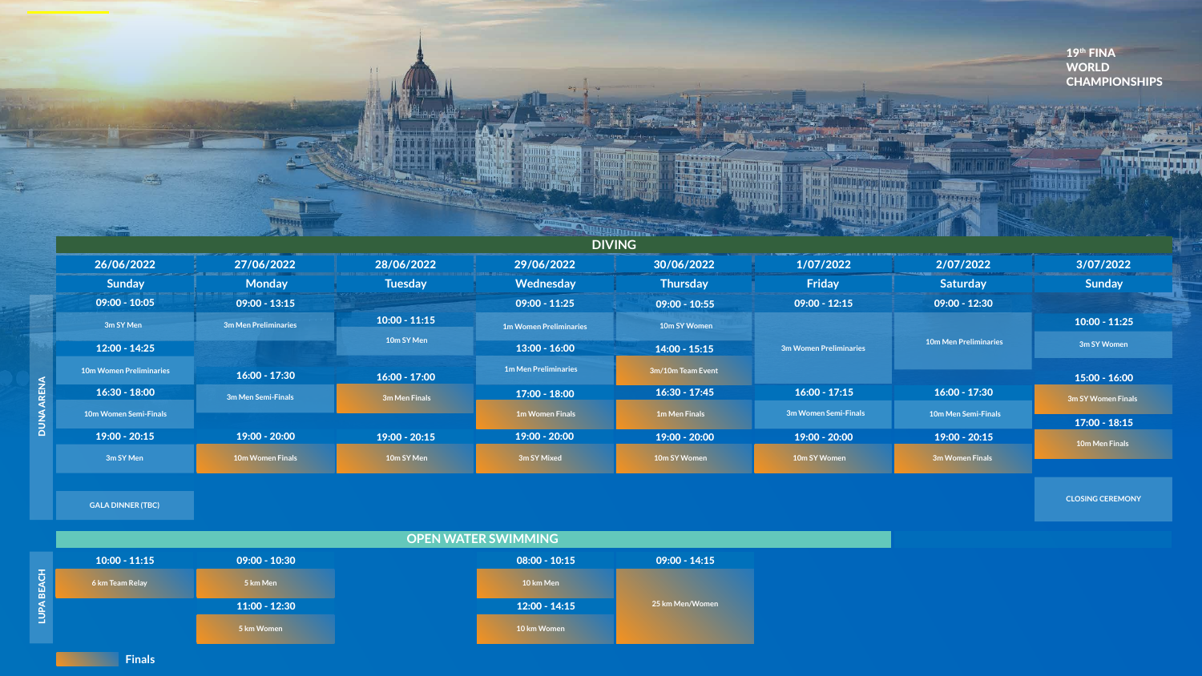# 19th FINA WORLD CHAMPIONSHIPS

## DIVING

**DUNA ARENA**

| 26/06/2022 Sunday | 27/06/2022 Monday | 28/06/2022 Tuesday | 29/06/2022 Wednesday | 30/06/2022 Thursday | 1/07/2022 Friday | 2/07/2022 Saturday | 3/07/2022 Sunday |
|---|---|---|---|---|---|---|---|
| 09:00 - 10:05 3m SY Men | 09:00 - 13:15 3m Men Preliminaries | 10:00 - 11:15 10m SY Men | 09:00 - 11:25 1m Women Preliminaries | 09:00 - 10:55 10m SY Women | 09:00 - 12:15 3m Women Preliminaries | 09:00 - 12:30 10m Men Preliminaries | 10:00 - 11:25 3m SY Women |
| 12:00 - 14:25 10m Women Preliminaries | 16:00 - 17:30 3m Men Semi-Finals | 16:00 - 17:00 3m Men Finals | 13:00 - 16:00 1m Men Preliminaries | 14:00 - 15:15 3m/10m Team Event | 16:00 - 17:15 3m Women Semi-Finals | 16:00 - 17:30 10m Men Semi-Finals | 15:00 - 16:00 3m SY Women Finals |
| 16:30 - 18:00 10m Women Semi-Finals | 19:00 - 20:00 10m Women Finals | 19:00 - 20:15 10m SY Men | 17:00 - 18:00 1m Women Finals | 16:30 - 17:45 1m Men Finals | 19:00 - 20:00 10m SY Women | 19:00 - 20:15 3m Women Finals | 17:00 - 18:15 10m Men Finals |
| 19:00 - 20:15 3m SY Men | | | 19:00 - 20:00 3m SY Mixed | 19:00 - 20:00 10m SY Women | | | CLOSING CEREMONY |
| GALA DINNER (TBC) | | | | | | | |

## OPEN WATER SWIMMING

**LUPA BEACH**

| 26/06/2022 Sunday | 27/06/2022 Monday | 28/06/2022 Tuesday | 29/06/2022 Wednesday | 30/06/2022 Thursday |
|---|---|---|---|---|
| 10:00 - 11:15 6 km Team Relay | 09:00 - 10:30 5 km Men | | 08:00 - 10:15 10 km Men | 09:00 - 14:15 25 km Men/Women |
| | 11:00 - 12:30 5 km Women | | 12:00 - 14:15 10 km Women | |

Finals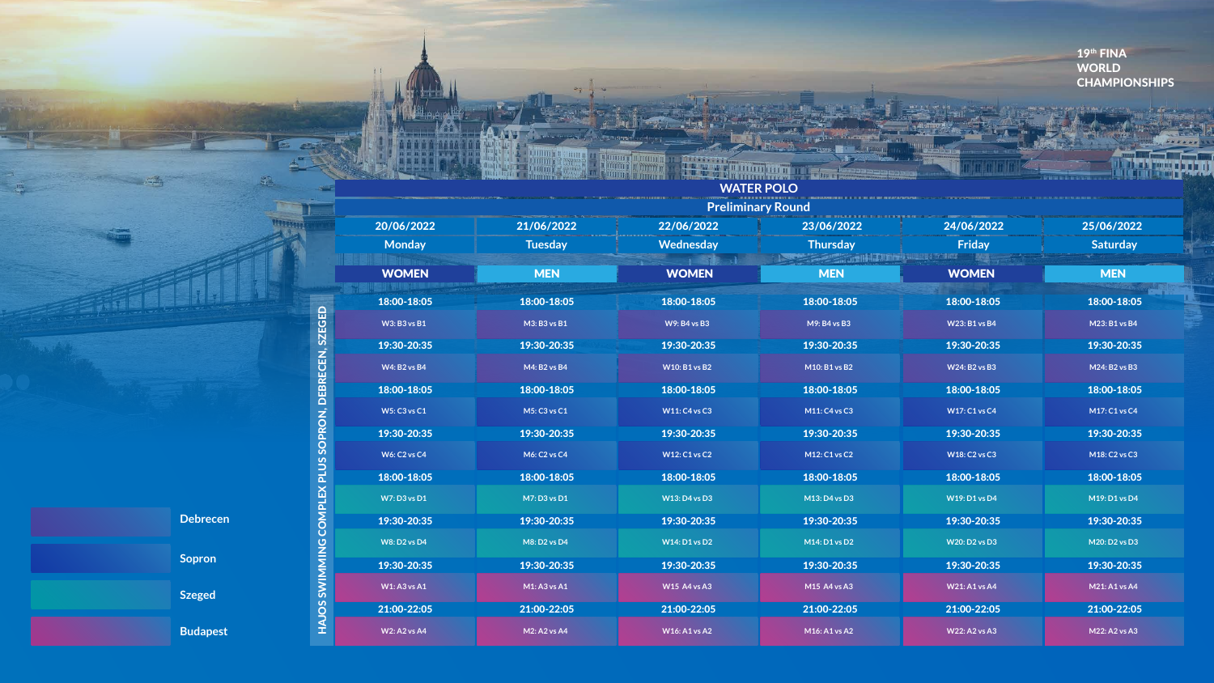19th FINA WORLD CHAMPIONSHIPS

# WATER POLO

## Preliminary Round

| | 20/06/2022 Monday | 21/06/2022 Tuesday | 22/06/2022 Wednesday | 23/06/2022 Thursday | 24/06/2022 Friday | 25/06/2022 Saturday |
|---|---|---|---|---|---|---|
| | **WOMEN** | **MEN** | **WOMEN** | **MEN** | **WOMEN** | **MEN** |
| | 18:00-18:05 | 18:00-18:05 | 18:00-18:05 | 18:00-18:05 | 18:00-18:05 | 18:00-18:05 |
| Debrecen | W3: B3 vs B1 | M3: B3 vs B1 | W9: B4 vs B3 | M9: B4 vs B3 | W23: B1 vs B4 | M23: B1 vs B4 |
| | 19:30-20:35 | 19:30-20:35 | 19:30-20:35 | 19:30-20:35 | 19:30-20:35 | 19:30-20:35 |
| Debrecen | W4: B2 vs B4 | M4: B2 vs B4 | W10: B1 vs B2 | M10: B1 vs B2 | W24: B2 vs B3 | M24: B2 vs B3 |
| | 18:00-18:05 | 18:00-18:05 | 18:00-18:05 | 18:00-18:05 | 18:00-18:05 | 18:00-18:05 |
| Sopron | W5: C3 vs C1 | M5: C3 vs C1 | W11: C4 vs C3 | M11: C4 vs C3 | W17: C1 vs C4 | M17: C1 vs C4 |
| | 19:30-20:35 | 19:30-20:35 | 19:30-20:35 | 19:30-20:35 | 19:30-20:35 | 19:30-20:35 |
| Sopron | W6: C2 vs C4 | M6: C2 vs C4 | W12: C1 vs C2 | M12: C1 vs C2 | W18: C2 vs C3 | M18: C2 vs C3 |
| | 18:00-18:05 | 18:00-18:05 | 18:00-18:05 | 18:00-18:05 | 18:00-18:05 | 18:00-18:05 |
| Szeged | W7: D3 vs D1 | M7: D3 vs D1 | W13: D4 vs D3 | M13: D4 vs D3 | W19: D1 vs D4 | M19: D1 vs D4 |
| | 19:30-20:35 | 19:30-20:35 | 19:30-20:35 | 19:30-20:35 | 19:30-20:35 | 19:30-20:35 |
| Szeged | W8: D2 vs D4 | M8: D2 vs D4 | W14: D1 vs D2 | M14: D1 vs D2 | W20: D2 vs D3 | M20: D2 vs D3 |
| | 19:30-20:35 | 19:30-20:35 | 19:30-20:35 | 19:30-20:35 | 19:30-20:35 | 19:30-20:35 |
| Budapest | W1: A3 vs A1 | M1: A3 vs A1 | W15 A4 vs A3 | M15 A4 vs A3 | W21: A1 vs A4 | M21: A1 vs A4 |
| | 21:00-22:05 | 21:00-22:05 | 21:00-22:05 | 21:00-22:05 | 21:00-22:05 | 21:00-22:05 |
| Budapest | W2: A2 vs A4 | M2: A2 vs A4 | W16: A1 vs A2 | M16: A1 vs A2 | W22: A2 vs A3 | M22: A2 vs A3 |

HAJOS SWIMMING COMPLEX PLUS SOPRON, DEBRECEN, SZEGED

- Debrecen
- Sopron
- Szeged
- Budapest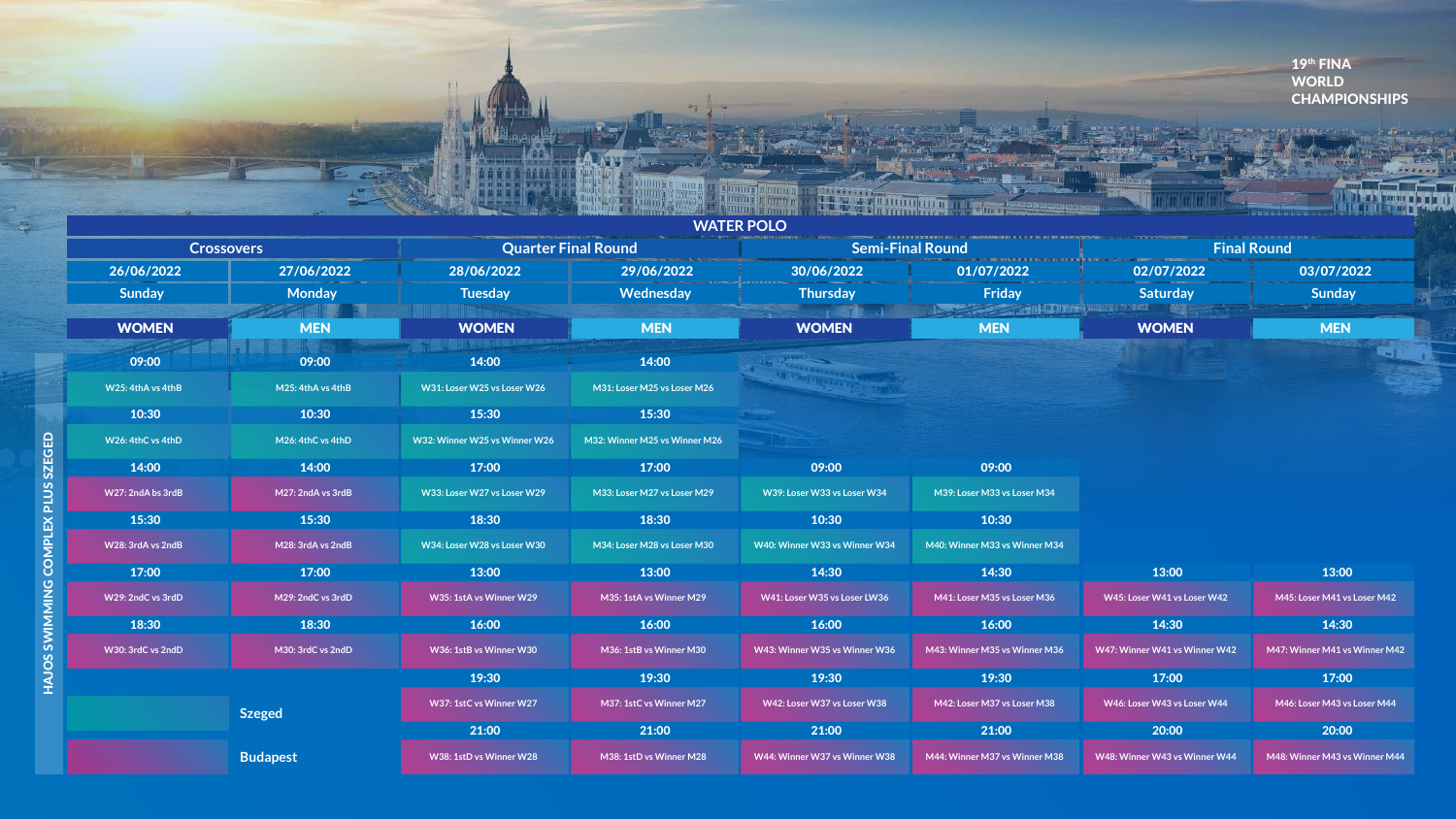19th FINA WORLD CHAMPIONSHIPS

# WATER POLO

HAJOS SWIMMING COMPLEX PLUS SZEGED

| Crossovers | | Quarter Final Round | | Semi-Final Round | | Final Round | |
|---|---|---|---|---|---|---|---|
| 26/06/2022 | 27/06/2022 | 28/06/2022 | 29/06/2022 | 30/06/2022 | 01/07/2022 | 02/07/2022 | 03/07/2022 |
| Sunday | Monday | Tuesday | Wednesday | Thursday | Friday | Saturday | Sunday |
| WOMEN | MEN | WOMEN | MEN | WOMEN | MEN | WOMEN | MEN |
| 09:00 | 09:00 | 14:00 | 14:00 | | | | |
| W25: 4thA vs 4thB | M25: 4thA vs 4thB | W31: Loser W25 vs Loser W26 | M31: Loser M25 vs Loser M26 | | | | |
| 10:30 | 10:30 | 15:30 | 15:30 | | | | |
| W26: 4thC vs 4thD | M26: 4thC vs 4thD | W32: Winner W25 vs Winner W26 | M32: Winner M25 vs Winner M26 | | | | |
| 14:00 | 14:00 | 17:00 | 17:00 | 09:00 | 09:00 | | |
| W27: 2ndA bs 3rdB | M27: 2ndA vs 3rdB | W33: Loser W27 vs Loser W29 | M33: Loser M27 vs Loser M29 | W39: Loser W33 vs Loser W34 | M39: Loser M33 vs Loser M34 | | |
| 15:30 | 15:30 | 18:30 | 18:30 | 10:30 | 10:30 | | |
| W28: 3rdA vs 2ndB | M28: 3rdA vs 2ndB | W34: Loser W28 vs Loser W30 | M34: Loser M28 vs Loser M30 | W40: Winner W33 vs Winner W34 | M40: Winner M33 vs Winner M34 | | |
| 17:00 | 17:00 | 13:00 | 13:00 | 14:30 | 14:30 | 13:00 | 13:00 |
| W29: 2ndC vs 3rdD | M29: 2ndC vs 3rdD | W35: 1stA vs Winner W29 | M35: 1stA vs Winner M29 | W41: Loser W35 vs Loser LW36 | M41: Loser M35 vs Loser M36 | W45: Loser W41 vs Loser W42 | M45: Loser M41 vs Loser M42 |
| 18:30 | 18:30 | 16:00 | 16:00 | 16:00 | 16:00 | 14:30 | 14:30 |
| W30: 3rdC vs 2ndD | M30: 3rdC vs 2ndD | W36: 1stB vs Winner W30 | M36: 1stB vs Winner M30 | W43: Winner W35 vs Winner W36 | M43: Winner M35 vs Winner M36 | W47: Winner W41 vs Winner W42 | M47: Winner M41 vs Winner M42 |
| | | 19:30 | 19:30 | 19:30 | 19:30 | 17:00 | 17:00 |
| | | W37: 1stC vs Winner W27 | M37: 1stC vs Winner M27 | W42: Loser W37 vs Loser W38 | M42: Loser M37 vs Loser M38 | W46: Loser W43 vs Loser W44 | M46: Loser M43 vs Loser M44 |
| | | 21:00 | 21:00 | 21:00 | 21:00 | 20:00 | 20:00 |
| | | W38: 1stD vs Winner W28 | M38: 1stD vs Winner M28 | W44: Winner W37 vs Winner W38 | M44: Winner M37 vs Winner M38 | W48: Winner W43 vs Winner W44 | M48: Winner M43 vs Winner M44 |

Szeged

Budapest